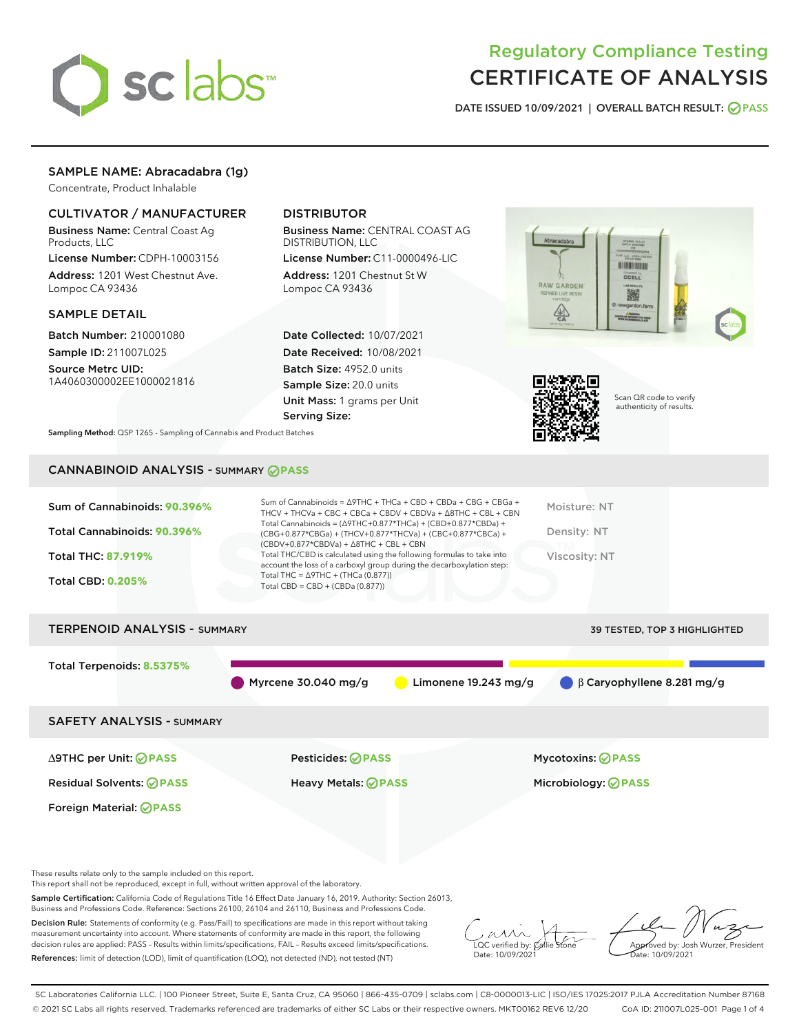# Regulatory Compliance Testing
# CERTIFICATE OF ANALYSIS

DATE ISSUED 10/09/2021 | OVERALL BATCH RESULT: PASS

## SAMPLE NAME: Abracadabra (1g)

Concentrate, Product Inhalable

### CULTIVATOR / MANUFACTURER

**Business Name:** Central Coast Ag Products, LLC

**License Number:** CDPH-10003156

**Address:** 1201 West Chestnut Ave. Lompoc CA 93436

### DISTRIBUTOR

**Business Name:** CENTRAL COAST AG DISTRIBUTION, LLC

**License Number:** C11-0000496-LIC

**Address:** 1201 Chestnut St W Lompoc CA 93436

### SAMPLE DETAIL

**Batch Number:** 210001080

**Sample ID:** 211007L025

**Source Metrc UID:** 1A4060300002EE1000021816

**Date Collected:** 10/07/2021

**Date Received:** 10/08/2021

**Batch Size:** 4952.0 units

**Sample Size:** 20.0 units

**Unit Mass:** 1 grams per Unit

**Serving Size:**

Scan QR code to verify authenticity of results.

**Sampling Method:** QSP 1265 - Sampling of Cannabis and Product Batches

## CANNABINOID ANALYSIS - SUMMARY PASS

Sum of Cannabinoids: **90.396%**

Total Cannabinoids: **90.396%**

Total THC: **87.919%**

Total CBD: **0.205%**

Sum of Cannabinoids = Δ9THC + THCa + CBD + CBDa + CBG + CBGa + THCV + THCVa + CBC + CBCa + CBDV + CBDVa + Δ8THC + CBL + CBN

Total Cannabinoids = (Δ9THC+0.877*THCa) + (CBD+0.877*CBDa) + (CBG+0.877*CBGa) + (THCV+0.877*THCVa) + (CBC+0.877*CBCa) + (CBDV+0.877*CBDVa) + Δ8THC + CBL + CBN

Total THC/CBD is calculated using the following formulas to take into account the loss of a carboxyl group during the decarboxylation step:

Total THC = Δ9THC + (THCa (0.877))

Total CBD = CBD + (CBDa (0.877))

Moisture: NT

Density: NT

Viscosity: NT

## TERPENOID ANALYSIS - SUMMARY

39 TESTED, TOP 3 HIGHLIGHTED

Total Terpenoids: **8.5375%**

- Myrcene 30.040 mg/g
- Limonene 19.243 mg/g
- β Caryophyllene 8.281 mg/g

## SAFETY ANALYSIS - SUMMARY

| | | |
|---|---|---|
| Δ9THC per Unit: PASS | Pesticides: PASS | Mycotoxins: PASS |
| Residual Solvents: PASS | Heavy Metals: PASS | Microbiology: PASS |
| Foreign Material: PASS | | |

These results relate only to the sample included on this report.
This report shall not be reproduced, except in full, without written approval of the laboratory.

**Sample Certification:** California Code of Regulations Title 16 Effect Date January 16, 2019. Authority: Section 26013, Business and Professions Code. Reference: Sections 26100, 26104 and 26110, Business and Professions Code.

**Decision Rule:** Statements of conformity (e.g. Pass/Fail) to specifications are made in this report without taking measurement uncertainty into account. Where statements of conformity are made in this report, the following decision rules are applied: PASS – Results within limits/specifications, FAIL – Results exceed limits/specifications.

**References:** limit of detection (LOD), limit of quantification (LOQ), not detected (ND), not tested (NT)

LQC verified by: Callie Stone
Date: 10/09/2021

Approved by: Josh Wurzer, President
Date: 10/09/2021

SC Laboratories California LLC. | 100 Pioneer Street, Suite E, Santa Cruz, CA 95060 | 866-435-0709 | sclabs.com | C8-0000013-LIC | ISO/IES 17025:2017 PJLA Accreditation Number 87168
© 2021 SC Labs all rights reserved. Trademarks referenced are trademarks of either SC Labs or their respective owners. MKT00162 REV6 12/20 CoA ID: 211007L025-001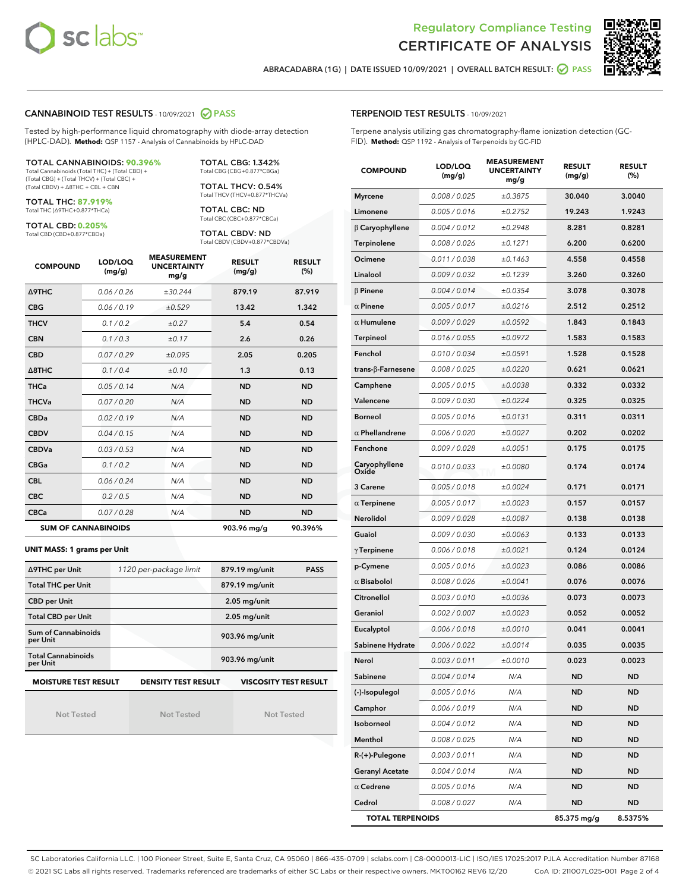Regulatory Compliance Testing

# CERTIFICATE OF ANALYSIS

ABRACADABRA (1G) | DATE ISSUED 10/09/2021 | OVERALL BATCH RESULT: PASS

## CANNABINOID TEST RESULTS - 10/09/2021 PASS

Tested by high-performance liquid chromatography with diode-array detection (HPLC-DAD). **Method:** QSP 1157 - Analysis of Cannabinoids by HPLC-DAD

**TOTAL CANNABINOIDS: 90.396%**
Total Cannabinoids (Total THC) + (Total CBD) + (Total CBG) + (Total THCV) + (Total CBC) + (Total CBDV) + Δ8THC + CBL + CBN

**TOTAL THC: 87.919%**
Total THC (Δ9THC+0.877*THCa)

**TOTAL CBD: 0.205%**
Total CBD (CBD+0.877*CBDa)

**TOTAL CBG: 1.342%**
Total CBG (CBG+0.877*CBGa)

**TOTAL THCV: 0.54%**
Total THCV (THCV+0.877*THCVa)

**TOTAL CBC: ND**
Total CBC (CBC+0.877*CBCa)

**TOTAL CBDV: ND**
Total CBDV (CBDV+0.877*CBDVa)

| COMPOUND | LOD/LOQ (mg/g) | MEASUREMENT UNCERTAINTY mg/g | RESULT (mg/g) | RESULT (%) |
|---|---|---|---|---|
| Δ9THC | 0.06 / 0.26 | ±30.244 | 879.19 | 87.919 |
| CBG | 0.06 / 0.19 | ±0.529 | 13.42 | 1.342 |
| THCV | 0.1 / 0.2 | ±0.27 | 5.4 | 0.54 |
| CBN | 0.1 / 0.3 | ±0.17 | 2.6 | 0.26 |
| CBD | 0.07 / 0.29 | ±0.095 | 2.05 | 0.205 |
| Δ8THC | 0.1 / 0.4 | ±0.10 | 1.3 | 0.13 |
| THCa | 0.05 / 0.14 | N/A | ND | ND |
| THCVa | 0.07 / 0.20 | N/A | ND | ND |
| CBDa | 0.02 / 0.19 | N/A | ND | ND |
| CBDV | 0.04 / 0.15 | N/A | ND | ND |
| CBDVa | 0.03 / 0.53 | N/A | ND | ND |
| CBGa | 0.1 / 0.2 | N/A | ND | ND |
| CBL | 0.06 / 0.24 | N/A | ND | ND |
| CBC | 0.2 / 0.5 | N/A | ND | ND |
| CBCa | 0.07 / 0.28 | N/A | ND | ND |
| **SUM OF CANNABINOIDS** | | | 903.96 mg/g | 90.396% |

**UNIT MASS: 1 grams per Unit**

| | | | |
|---|---|---|---|
| Δ9THC per Unit | 1120 per-package limit | 879.19 mg/unit | PASS |
| Total THC per Unit | | 879.19 mg/unit | |
| CBD per Unit | | 2.05 mg/unit | |
| Total CBD per Unit | | 2.05 mg/unit | |
| Sum of Cannabinoids per Unit | | 903.96 mg/unit | |
| Total Cannabinoids per Unit | | 903.96 mg/unit | |

| MOISTURE TEST RESULT | DENSITY TEST RESULT | VISCOSITY TEST RESULT |
|---|---|---|
| Not Tested | Not Tested | Not Tested |

## TERPENOID TEST RESULTS - 10/09/2021

Terpene analysis utilizing gas chromatography-flame ionization detection (GC-FID). **Method:** QSP 1192 - Analysis of Terpenoids by GC-FID

| COMPOUND | LOD/LOQ (mg/g) | MEASUREMENT UNCERTAINTY mg/g | RESULT (mg/g) | RESULT (%) |
|---|---|---|---|---|
| Myrcene | 0.008 / 0.025 | ±0.3875 | 30.040 | 3.0040 |
| Limonene | 0.005 / 0.016 | ±0.2752 | 19.243 | 1.9243 |
| β Caryophyllene | 0.004 / 0.012 | ±0.2948 | 8.281 | 0.8281 |
| Terpinolene | 0.008 / 0.026 | ±0.1271 | 6.200 | 0.6200 |
| Ocimene | 0.011 / 0.038 | ±0.1463 | 4.558 | 0.4558 |
| Linalool | 0.009 / 0.032 | ±0.1239 | 3.260 | 0.3260 |
| β Pinene | 0.004 / 0.014 | ±0.0354 | 3.078 | 0.3078 |
| α Pinene | 0.005 / 0.017 | ±0.0216 | 2.512 | 0.2512 |
| α Humulene | 0.009 / 0.029 | ±0.0592 | 1.843 | 0.1843 |
| Terpineol | 0.016 / 0.055 | ±0.0972 | 1.583 | 0.1583 |
| Fenchol | 0.010 / 0.034 | ±0.0591 | 1.528 | 0.1528 |
| trans-β-Farnesene | 0.008 / 0.025 | ±0.0220 | 0.621 | 0.0621 |
| Camphene | 0.005 / 0.015 | ±0.0038 | 0.332 | 0.0332 |
| Valencene | 0.009 / 0.030 | ±0.0224 | 0.325 | 0.0325 |
| Borneol | 0.005 / 0.016 | ±0.0131 | 0.311 | 0.0311 |
| α Phellandrene | 0.006 / 0.020 | ±0.0027 | 0.202 | 0.0202 |
| Fenchone | 0.009 / 0.028 | ±0.0051 | 0.175 | 0.0175 |
| Caryophyllene Oxide | 0.010 / 0.033 | ±0.0080 | 0.174 | 0.0174 |
| 3 Carene | 0.005 / 0.018 | ±0.0024 | 0.171 | 0.0171 |
| α Terpinene | 0.005 / 0.017 | ±0.0023 | 0.157 | 0.0157 |
| Nerolidol | 0.009 / 0.028 | ±0.0087 | 0.138 | 0.0138 |
| Guaiol | 0.009 / 0.030 | ±0.0063 | 0.133 | 0.0133 |
| γ Terpinene | 0.006 / 0.018 | ±0.0021 | 0.124 | 0.0124 |
| p-Cymene | 0.005 / 0.016 | ±0.0023 | 0.086 | 0.0086 |
| α Bisabolol | 0.008 / 0.026 | ±0.0041 | 0.076 | 0.0076 |
| Citronellol | 0.003 / 0.010 | ±0.0036 | 0.073 | 0.0073 |
| Geraniol | 0.002 / 0.007 | ±0.0023 | 0.052 | 0.0052 |
| Eucalyptol | 0.006 / 0.018 | ±0.0010 | 0.041 | 0.0041 |
| Sabinene Hydrate | 0.006 / 0.022 | ±0.0014 | 0.035 | 0.0035 |
| Nerol | 0.003 / 0.011 | ±0.0010 | 0.023 | 0.0023 |
| Sabinene | 0.004 / 0.014 | N/A | ND | ND |
| (-)-Isopulegol | 0.005 / 0.016 | N/A | ND | ND |
| Camphor | 0.006 / 0.019 | N/A | ND | ND |
| Isoborneol | 0.004 / 0.012 | N/A | ND | ND |
| Menthol | 0.008 / 0.025 | N/A | ND | ND |
| R-(+)-Pulegone | 0.003 / 0.011 | N/A | ND | ND |
| Geranyl Acetate | 0.004 / 0.014 | N/A | ND | ND |
| α Cedrene | 0.005 / 0.016 | N/A | ND | ND |
| Cedrol | 0.008 / 0.027 | N/A | ND | ND |
| **TOTAL TERPENOIDS** | | | 85.375 mg/g | 8.5375% |

SC Laboratories California LLC. | 100 Pioneer Street, Suite E, Santa Cruz, CA 95060 | 866-435-0709 | sclabs.com | C8-0000013-LIC | ISO/IES 17025:2017 PJLA Accreditation Number 87168
© 2021 SC Labs all rights reserved. Trademarks referenced are trademarks of either SC Labs or their respective owners. MKT00162 REV6 12/20 CoA ID: 211007L025-001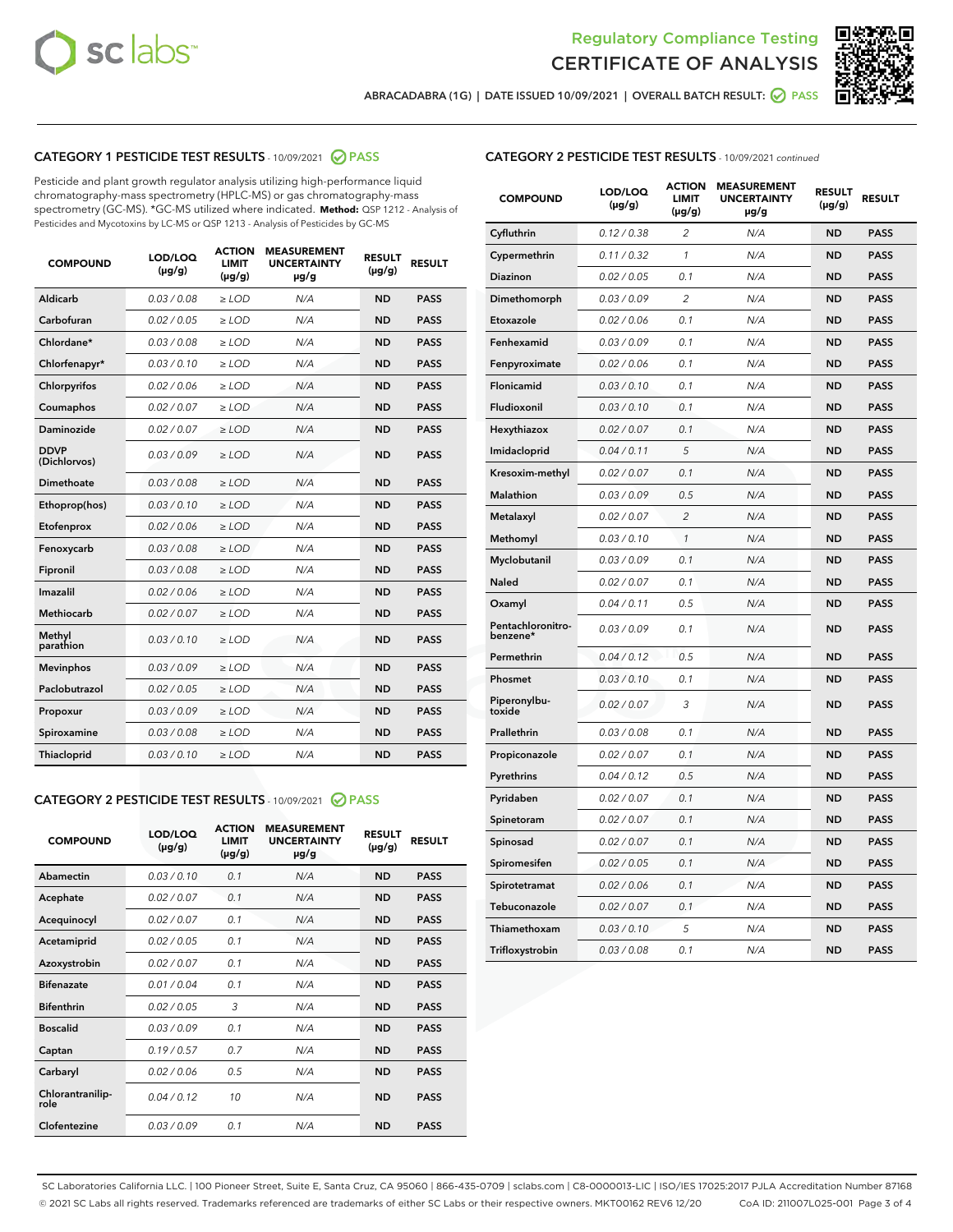Regulatory Compliance Testing

# CERTIFICATE OF ANALYSIS

ABRACADABRA (1G) | DATE ISSUED 10/09/2021 | OVERALL BATCH RESULT: PASS

## CATEGORY 1 PESTICIDE TEST RESULTS - 10/09/2021 PASS

Pesticide and plant growth regulator analysis utilizing high-performance liquid chromatography-mass spectrometry (HPLC-MS) or gas chromatography-mass spectrometry (GC-MS). *GC-MS utilized where indicated. **Method:** QSP 1212 - Analysis of Pesticides and Mycotoxins by LC-MS or QSP 1213 - Analysis of Pesticides by GC-MS

| COMPOUND | LOD/LOQ (µg/g) | ACTION LIMIT (µg/g) | MEASUREMENT UNCERTAINTY µg/g | RESULT (µg/g) | RESULT |
|---|---|---|---|---|---|
| Aldicarb | 0.03 / 0.08 | ≥ LOD | N/A | ND | PASS |
| Carbofuran | 0.02 / 0.05 | ≥ LOD | N/A | ND | PASS |
| Chlordane* | 0.03 / 0.08 | ≥ LOD | N/A | ND | PASS |
| Chlorfenapyr* | 0.03 / 0.10 | ≥ LOD | N/A | ND | PASS |
| Chlorpyrifos | 0.02 / 0.06 | ≥ LOD | N/A | ND | PASS |
| Coumaphos | 0.02 / 0.07 | ≥ LOD | N/A | ND | PASS |
| Daminozide | 0.02 / 0.07 | ≥ LOD | N/A | ND | PASS |
| DDVP (Dichlorvos) | 0.03 / 0.09 | ≥ LOD | N/A | ND | PASS |
| Dimethoate | 0.03 / 0.08 | ≥ LOD | N/A | ND | PASS |
| Ethoprop(hos) | 0.03 / 0.10 | ≥ LOD | N/A | ND | PASS |
| Etofenprox | 0.02 / 0.06 | ≥ LOD | N/A | ND | PASS |
| Fenoxycarb | 0.03 / 0.08 | ≥ LOD | N/A | ND | PASS |
| Fipronil | 0.03 / 0.08 | ≥ LOD | N/A | ND | PASS |
| Imazalil | 0.02 / 0.06 | ≥ LOD | N/A | ND | PASS |
| Methiocarb | 0.02 / 0.07 | ≥ LOD | N/A | ND | PASS |
| Methyl parathion | 0.03 / 0.10 | ≥ LOD | N/A | ND | PASS |
| Mevinphos | 0.03 / 0.09 | ≥ LOD | N/A | ND | PASS |
| Paclobutrazol | 0.02 / 0.05 | ≥ LOD | N/A | ND | PASS |
| Propoxur | 0.03 / 0.09 | ≥ LOD | N/A | ND | PASS |
| Spiroxamine | 0.03 / 0.08 | ≥ LOD | N/A | ND | PASS |
| Thiacloprid | 0.03 / 0.10 | ≥ LOD | N/A | ND | PASS |

## CATEGORY 2 PESTICIDE TEST RESULTS - 10/09/2021 PASS

| COMPOUND | LOD/LOQ (µg/g) | ACTION LIMIT (µg/g) | MEASUREMENT UNCERTAINTY µg/g | RESULT (µg/g) | RESULT |
|---|---|---|---|---|---|
| Abamectin | 0.03 / 0.10 | 0.1 | N/A | ND | PASS |
| Acephate | 0.02 / 0.07 | 0.1 | N/A | ND | PASS |
| Acequinocyl | 0.02 / 0.07 | 0.1 | N/A | ND | PASS |
| Acetamiprid | 0.02 / 0.05 | 0.1 | N/A | ND | PASS |
| Azoxystrobin | 0.02 / 0.07 | 0.1 | N/A | ND | PASS |
| Bifenazate | 0.01 / 0.04 | 0.1 | N/A | ND | PASS |
| Bifenthrin | 0.02 / 0.05 | 3 | N/A | ND | PASS |
| Boscalid | 0.03 / 0.09 | 0.1 | N/A | ND | PASS |
| Captan | 0.19 / 0.57 | 0.7 | N/A | ND | PASS |
| Carbaryl | 0.02 / 0.06 | 0.5 | N/A | ND | PASS |
| Chlorantraniliprole | 0.04 / 0.12 | 10 | N/A | ND | PASS |
| Clofentezine | 0.03 / 0.09 | 0.1 | N/A | ND | PASS |
| Cyfluthrin | 0.12 / 0.38 | 2 | N/A | ND | PASS |
| Cypermethrin | 0.11 / 0.32 | 1 | N/A | ND | PASS |
| Diazinon | 0.02 / 0.05 | 0.1 | N/A | ND | PASS |
| Dimethomorph | 0.03 / 0.09 | 2 | N/A | ND | PASS |
| Etoxazole | 0.02 / 0.06 | 0.1 | N/A | ND | PASS |
| Fenhexamid | 0.03 / 0.09 | 0.1 | N/A | ND | PASS |
| Fenpyroximate | 0.02 / 0.06 | 0.1 | N/A | ND | PASS |
| Flonicamid | 0.03 / 0.10 | 0.1 | N/A | ND | PASS |
| Fludioxonil | 0.03 / 0.10 | 0.1 | N/A | ND | PASS |
| Hexythiazox | 0.02 / 0.07 | 0.1 | N/A | ND | PASS |
| Imidacloprid | 0.04 / 0.11 | 5 | N/A | ND | PASS |
| Kresoxim-methyl | 0.02 / 0.07 | 0.1 | N/A | ND | PASS |
| Malathion | 0.03 / 0.09 | 0.5 | N/A | ND | PASS |
| Metalaxyl | 0.02 / 0.07 | 2 | N/A | ND | PASS |
| Methomyl | 0.03 / 0.10 | 1 | N/A | ND | PASS |
| Myclobutanil | 0.03 / 0.09 | 0.1 | N/A | ND | PASS |
| Naled | 0.02 / 0.07 | 0.1 | N/A | ND | PASS |
| Oxamyl | 0.04 / 0.11 | 0.5 | N/A | ND | PASS |
| Pentachloronitrobenzene* | 0.03 / 0.09 | 0.1 | N/A | ND | PASS |
| Permethrin | 0.04 / 0.12 | 0.5 | N/A | ND | PASS |
| Phosmet | 0.03 / 0.10 | 0.1 | N/A | ND | PASS |
| Piperonylbutoxide | 0.02 / 0.07 | 3 | N/A | ND | PASS |
| Prallethrin | 0.03 / 0.08 | 0.1 | N/A | ND | PASS |
| Propiconazole | 0.02 / 0.07 | 0.1 | N/A | ND | PASS |
| Pyrethrins | 0.04 / 0.12 | 0.5 | N/A | ND | PASS |
| Pyridaben | 0.02 / 0.07 | 0.1 | N/A | ND | PASS |
| Spinetoram | 0.02 / 0.07 | 0.1 | N/A | ND | PASS |
| Spinosad | 0.02 / 0.07 | 0.1 | N/A | ND | PASS |
| Spiromesifen | 0.02 / 0.05 | 0.1 | N/A | ND | PASS |
| Spirotetramat | 0.02 / 0.06 | 0.1 | N/A | ND | PASS |
| Tebuconazole | 0.02 / 0.07 | 0.1 | N/A | ND | PASS |
| Thiamethoxam | 0.03 / 0.10 | 5 | N/A | ND | PASS |
| Trifloxystrobin | 0.03 / 0.08 | 0.1 | N/A | ND | PASS |

SC Laboratories California LLC. | 100 Pioneer Street, Suite E, Santa Cruz, CA 95060 | 866-435-0709 | sclabs.com | C8-0000013-LIC | ISO/IES 17025:2017 PJLA Accreditation Number 87168
© 2021 SC Labs all rights reserved. Trademarks referenced are trademarks of either SC Labs or their respective owners. MKT00162 REV6 12/20 CoA ID: 211007L025-001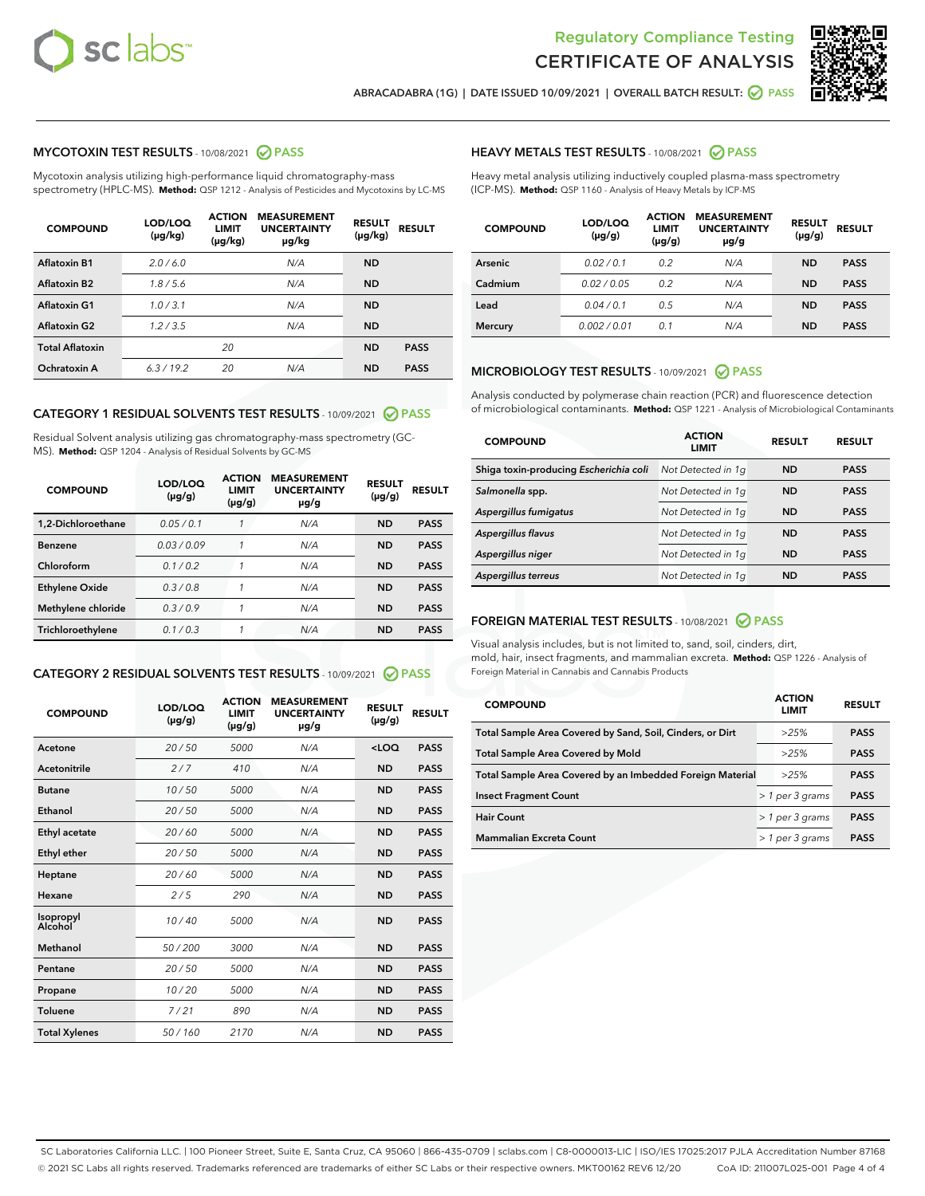Regulatory Compliance Testing

# CERTIFICATE OF ANALYSIS

ABRACADABRA (1G) | DATE ISSUED 10/09/2021 | OVERALL BATCH RESULT: PASS

## MYCOTOXIN TEST RESULTS - 10/08/2021 PASS

Mycotoxin analysis utilizing high-performance liquid chromatography-mass spectrometry (HPLC-MS). **Method:** QSP 1212 - Analysis of Pesticides and Mycotoxins by LC-MS

| COMPOUND | LOD/LOQ (µg/kg) | ACTION LIMIT (µg/kg) | MEASUREMENT UNCERTAINTY µg/kg | RESULT (µg/kg) | RESULT |
|---|---|---|---|---|---|
| Aflatoxin B1 | 2.0 / 6.0 | | N/A | ND | |
| Aflatoxin B2 | 1.8 / 5.6 | | N/A | ND | |
| Aflatoxin G1 | 1.0 / 3.1 | | N/A | ND | |
| Aflatoxin G2 | 1.2 / 3.5 | | N/A | ND | |
| Total Aflatoxin | | 20 | | ND | PASS |
| Ochratoxin A | 6.3 / 19.2 | 20 | N/A | ND | PASS |

## CATEGORY 1 RESIDUAL SOLVENTS TEST RESULTS - 10/09/2021 PASS

Residual Solvent analysis utilizing gas chromatography-mass spectrometry (GC-MS). **Method:** QSP 1204 - Analysis of Residual Solvents by GC-MS

| COMPOUND | LOD/LOQ (µg/g) | ACTION LIMIT (µg/g) | MEASUREMENT UNCERTAINTY µg/g | RESULT (µg/g) | RESULT |
|---|---|---|---|---|---|
| 1,2-Dichloroethane | 0.05 / 0.1 | 1 | N/A | ND | PASS |
| Benzene | 0.03 / 0.09 | 1 | N/A | ND | PASS |
| Chloroform | 0.1 / 0.2 | 1 | N/A | ND | PASS |
| Ethylene Oxide | 0.3 / 0.8 | 1 | N/A | ND | PASS |
| Methylene chloride | 0.3 / 0.9 | 1 | N/A | ND | PASS |
| Trichloroethylene | 0.1 / 0.3 | 1 | N/A | ND | PASS |

## CATEGORY 2 RESIDUAL SOLVENTS TEST RESULTS - 10/09/2021 PASS

| COMPOUND | LOD/LOQ (µg/g) | ACTION LIMIT (µg/g) | MEASUREMENT UNCERTAINTY µg/g | RESULT (µg/g) | RESULT |
|---|---|---|---|---|---|
| Acetone | 20 / 50 | 5000 | N/A | <LOQ | PASS |
| Acetonitrile | 2 / 7 | 410 | N/A | ND | PASS |
| Butane | 10 / 50 | 5000 | N/A | ND | PASS |
| Ethanol | 20 / 50 | 5000 | N/A | ND | PASS |
| Ethyl acetate | 20 / 60 | 5000 | N/A | ND | PASS |
| Ethyl ether | 20 / 50 | 5000 | N/A | ND | PASS |
| Heptane | 20 / 60 | 5000 | N/A | ND | PASS |
| Hexane | 2 / 5 | 290 | N/A | ND | PASS |
| Isopropyl Alcohol | 10 / 40 | 5000 | N/A | ND | PASS |
| Methanol | 50 / 200 | 3000 | N/A | ND | PASS |
| Pentane | 20 / 50 | 5000 | N/A | ND | PASS |
| Propane | 10 / 20 | 5000 | N/A | ND | PASS |
| Toluene | 7 / 21 | 890 | N/A | ND | PASS |
| Total Xylenes | 50 / 160 | 2170 | N/A | ND | PASS |

## HEAVY METALS TEST RESULTS - 10/08/2021 PASS

Heavy metal analysis utilizing inductively coupled plasma-mass spectrometry (ICP-MS). **Method:** QSP 1160 - Analysis of Heavy Metals by ICP-MS

| COMPOUND | LOD/LOQ (µg/g) | ACTION LIMIT (µg/g) | MEASUREMENT UNCERTAINTY µg/g | RESULT (µg/g) | RESULT |
|---|---|---|---|---|---|
| Arsenic | 0.02 / 0.1 | 0.2 | N/A | ND | PASS |
| Cadmium | 0.02 / 0.05 | 0.2 | N/A | ND | PASS |
| Lead | 0.04 / 0.1 | 0.5 | N/A | ND | PASS |
| Mercury | 0.002 / 0.01 | 0.1 | N/A | ND | PASS |

## MICROBIOLOGY TEST RESULTS - 10/09/2021 PASS

Analysis conducted by polymerase chain reaction (PCR) and fluorescence detection of microbiological contaminants. **Method:** QSP 1221 - Analysis of Microbiological Contaminants

| COMPOUND | ACTION LIMIT | RESULT | RESULT |
|---|---|---|---|
| Shiga toxin-producing *Escherichia coli* | Not Detected in 1g | ND | PASS |
| *Salmonella* spp. | Not Detected in 1g | ND | PASS |
| *Aspergillus fumigatus* | Not Detected in 1g | ND | PASS |
| *Aspergillus flavus* | Not Detected in 1g | ND | PASS |
| *Aspergillus niger* | Not Detected in 1g | ND | PASS |
| *Aspergillus terreus* | Not Detected in 1g | ND | PASS |

## FOREIGN MATERIAL TEST RESULTS - 10/08/2021 PASS

Visual analysis includes, but is not limited to, sand, soil, cinders, dirt, mold, hair, insect fragments, and mammalian excreta. **Method:** QSP 1226 - Analysis of Foreign Material in Cannabis and Cannabis Products

| COMPOUND | ACTION LIMIT | RESULT |
|---|---|---|
| Total Sample Area Covered by Sand, Soil, Cinders, or Dirt | >25% | PASS |
| Total Sample Area Covered by Mold | >25% | PASS |
| Total Sample Area Covered by an Imbedded Foreign Material | >25% | PASS |
| Insect Fragment Count | > 1 per 3 grams | PASS |
| Hair Count | > 1 per 3 grams | PASS |
| Mammalian Excreta Count | > 1 per 3 grams | PASS |

SC Laboratories California LLC. | 100 Pioneer Street, Suite E, Santa Cruz, CA 95060 | 866-435-0709 | sclabs.com | C8-0000013-LIC | ISO/IES 17025:2017 PJLA Accreditation Number 87168
© 2021 SC Labs all rights reserved. Trademarks referenced are trademarks of either SC Labs or their respective owners. MKT00162 REV6 12/20 CoA ID: 211007L025-001